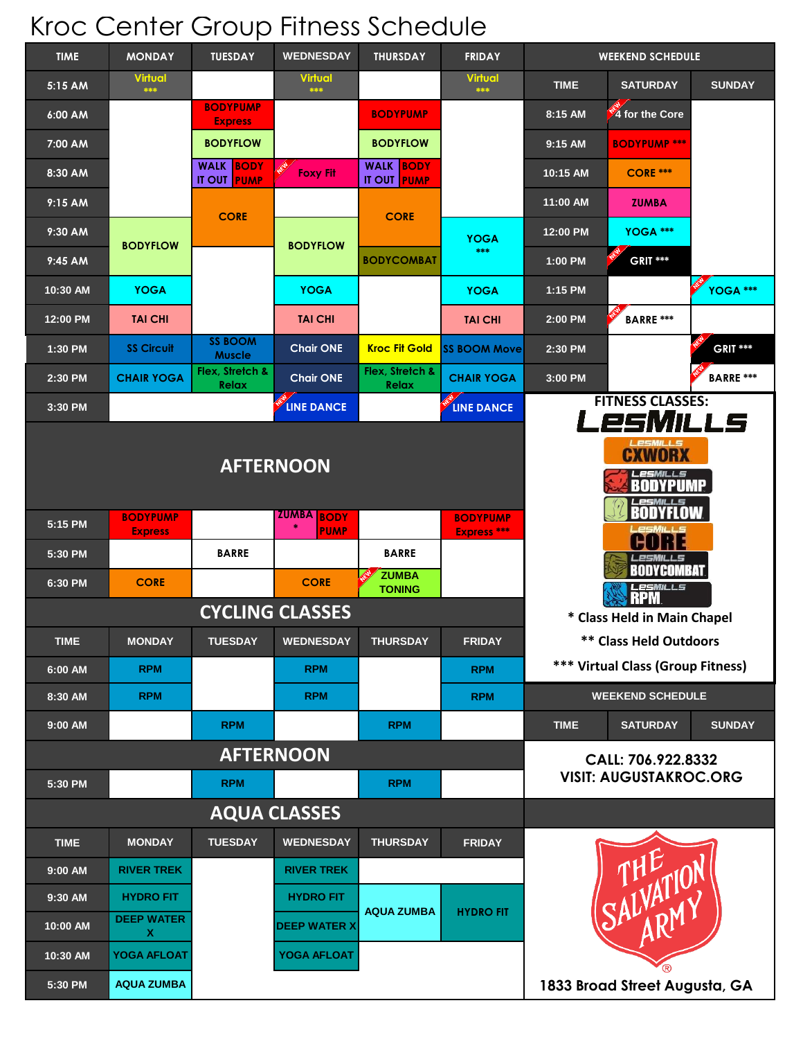# Kroc Center Group Fitness Schedule

| TIME | MONDAY | TUESDAY | WEDNESDAY | THURSDAY | FRIDAY |
|---|---|---|---|---|---|
| 5:15 AM | Virtual *** | | Virtual *** | | Virtual *** |
| 6:00 AM | | BODYPUMP Express | | BODYPUMP | |
| 7:00 AM | | BODYFLOW | | BODYFLOW | |
| 8:30 AM | | WALK IT OUT / BODY PUMP | NEW Foxy Fit | WALK IT OUT / BODY PUMP | |
| 9:15 AM | | CORE | | CORE | |
| 9:30 AM | BODYFLOW | CORE | BODYFLOW | CORE | YOGA *** |
| 9:45 AM | BODYFLOW | | BODYFLOW | BODYCOMBAT | YOGA *** |
| 10:30 AM | YOGA | | YOGA | | YOGA |
| 12:00 PM | TAI CHI | | TAI CHI | | TAI CHI |
| 1:30 PM | SS Circuit | SS BOOM Muscle | Chair ONE | Kroc Fit Gold | SS BOOM Move |
| 2:30 PM | CHAIR YOGA | Flex, Stretch & Relax | Chair ONE | Flex, Stretch & Relax | CHAIR YOGA |
| 3:30 PM | | | NEW LINE DANCE | | NEW LINE DANCE |
| **AFTERNOON** | | | | | |
| 5:15 PM | BODYPUMP Express | | ZUMBA * / BODY PUMP | | BODYPUMP Express *** |
| 5:30 PM | | BARRE | | BARRE | |
| 6:30 PM | CORE | | CORE | NEW ZUMBA TONING | |

## WEEKEND SCHEDULE

| TIME | SATURDAY | SUNDAY |
|---|---|---|
| 8:15 AM | NEW 4 for the Core | |
| 9:15 AM | BODYPUMP *** | |
| 10:15 AM | CORE *** | |
| 11:00 AM | ZUMBA | |
| 12:00 PM | YOGA *** | |
| 1:00 PM | NEW GRIT *** | |
| 1:15 PM | | NEW YOGA *** |
| 2:00 PM | NEW BARRE *** | |
| 2:30 PM | | NEW GRIT *** |
| 3:00 PM | | NEW BARRE *** |

## FITNESS CLASSES:

LESMILLS

- LESMILLS CXWORX
- LESMILLS BODYPUMP
- LESMILLS BODYFLOW
- LESMILLS CORE
- LESMILLS BODYCOMBAT
- LESMILLS RPM

\* Class Held in Main Chapel

\*\* Class Held Outdoors

\*\*\* Virtual Class (Group Fitness)

## CYCLING CLASSES

| TIME | MONDAY | TUESDAY | WEDNESDAY | THURSDAY | FRIDAY |
|---|---|---|---|---|---|
| 6:00 AM | RPM | | RPM | | RPM |
| 8:30 AM | RPM | | RPM | | RPM |
| 9:00 AM | | RPM | | RPM | |
| **AFTERNOON** | | | | | |
| 5:30 PM | | RPM | | RPM | |

WEEKEND SCHEDULE

| TIME | SATURDAY | SUNDAY |
|---|---|---|

CALL: 706.922.8332
VISIT: AUGUSTAKROC.ORG

## AQUA CLASSES

| TIME | MONDAY | TUESDAY | WEDNESDAY | THURSDAY | FRIDAY |
|---|---|---|---|---|---|
| 9:00 AM | RIVER TREK | | RIVER TREK | | |
| 9:30 AM | HYDRO FIT | | HYDRO FIT | AQUA ZUMBA | HYDRO FIT |
| 10:00 AM | DEEP WATER X | | DEEP WATER X | AQUA ZUMBA | HYDRO FIT |
| 10:30 AM | YOGA AFLOAT | | YOGA AFLOAT | | |
| 5:30 PM | AQUA ZUMBA | | | | |

THE SALVATION ARMY

1833 Broad Street Augusta, GA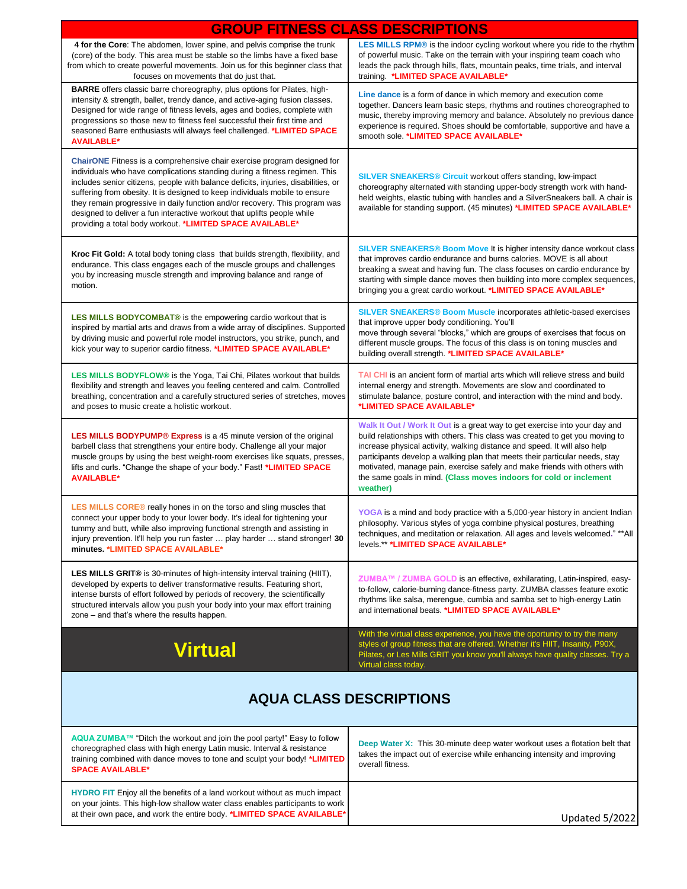# GROUP FITNESS CLASS DESCRIPTIONS

| | |
|---|---|
| **4 for the Core**: The abdomen, lower spine, and pelvis comprise the trunk (core) of the body. This area must be stable so the limbs have a fixed base from which to create powerful movements. Join us for this beginner class that focuses on movements that do just that. | **LES MILLS RPM®** is the indoor cycling workout where you ride to the rhythm of powerful music. Take on the terrain with your inspiring team coach who leads the pack through hills, flats, mountain peaks, time trials, and interval training. ***LIMITED SPACE AVAILABLE*** |
| **BARRE** offers classic barre choreography, plus options for Pilates, high-intensity & strength, ballet, trendy dance, and active-aging fusion classes. Designed for wide range of fitness levels, ages and bodies, complete with progressions so those new to fitness feel successful their first time and seasoned Barre enthusiasts will always feel challenged. ***LIMITED SPACE AVAILABLE*** | **Line dance** is a form of dance in which memory and execution come together. Dancers learn basic steps, rhythms and routines choreographed to music, thereby improving memory and balance. Absolutely no previous dance experience is required. Shoes should be comfortable, supportive and have a smooth sole. ***LIMITED SPACE AVAILABLE*** |
| **ChairONE** Fitness is a comprehensive chair exercise program designed for individuals who have complications standing during a fitness regimen. This includes senior citizens, people with balance deficits, injuries, disabilities, or suffering from obesity. It is designed to keep individuals mobile to ensure they remain progressive in daily function and/or recovery. This program was designed to deliver a fun interactive workout that uplifts people while providing a total body workout. ***LIMITED SPACE AVAILABLE*** | **SILVER SNEAKERS® Circuit** workout offers standing, low-impact choreography alternated with standing upper-body strength work with hand-held weights, elastic tubing with handles and a SilverSneakers ball. A chair is available for standing support. (45 minutes) ***LIMITED SPACE AVAILABLE*** |
| **Kroc Fit Gold:** A total body toning class that builds strength, flexibility, and endurance. This class engages each of the muscle groups and challenges you by increasing muscle strength and improving balance and range of motion. | **SILVER SNEAKERS® Boom Move** It is higher intensity dance workout class that improves cardio endurance and burns calories. MOVE is all about breaking a sweat and having fun. The class focuses on cardio endurance by starting with simple dance moves then building into more complex sequences, bringing you a great cardio workout. ***LIMITED SPACE AVAILABLE*** |
| **LES MILLS BODYCOMBAT®** is the empowering cardio workout that is inspired by martial arts and draws from a wide array of disciplines. Supported by driving music and powerful role model instructors, you strike, punch, and kick your way to superior cardio fitness. ***LIMITED SPACE AVAILABLE*** | **SILVER SNEAKERS® Boom Muscle** incorporates athletic-based exercises that improve upper body conditioning. You'll move through several "blocks," which are groups of exercises that focus on different muscle groups. The focus of this class is on toning muscles and building overall strength. ***LIMITED SPACE AVAILABLE*** |
| **LES MILLS BODYFLOW®** is the Yoga, Tai Chi, Pilates workout that builds flexibility and strength and leaves you feeling centered and calm. Controlled breathing, concentration and a carefully structured series of stretches, moves and poses to music create a holistic workout. | **TAI CHI** is an ancient form of martial arts which will relieve stress and build internal energy and strength. Movements are slow and coordinated to stimulate balance, posture control, and interaction with the mind and body. ***LIMITED SPACE AVAILABLE*** |
| **LES MILLS BODYPUMP® Express** is a 45 minute version of the original barbell class that strengthens your entire body. Challenge all your major muscle groups by using the best weight-room exercises like squats, presses, lifts and curls. "Change the shape of your body." Fast! ***LIMITED SPACE AVAILABLE*** | **Walk It Out / Work It Out** is a great way to get exercise into your day and build relationships with others. This class was created to get you moving to increase physical activity, walking distance and speed. It will also help participants develop a walking plan that meets their particular needs, stay motivated, manage pain, exercise safely and make friends with others with the same goals in mind. **(Class moves indoors for cold or inclement weather)** |
| **LES MILLS CORE®** really hones in on the torso and sling muscles that connect your upper body to your lower body. It's ideal for tightening your tummy and butt, while also improving functional strength and assisting in injury prevention. It'll help you run faster … play harder … stand stronger! **30 minutes.** ***LIMITED SPACE AVAILABLE*** | **YOGA** is a mind and body practice with a 5,000-year history in ancient Indian philosophy. Various styles of yoga combine physical postures, breathing techniques, and meditation or relaxation. All ages and levels welcomed." **All levels.** ***LIMITED SPACE AVAILABLE*** |
| **LES MILLS GRIT®** is 30-minutes of high-intensity interval training (HIIT), developed by experts to deliver transformative results. Featuring short, intense bursts of effort followed by periods of recovery, the scientifically structured intervals allow you push your body into your max effort training zone – and that's where the results happen. | **ZUMBA™ / ZUMBA GOLD** is an effective, exhilarating, Latin-inspired, easy-to-follow, calorie-burning dance-fitness party. ZUMBA classes feature exotic rhythms like salsa, merengue, cumbia and samba set to high-energy Latin and international beats. ***LIMITED SPACE AVAILABLE*** |
| **Virtual** | With the virtual class experience, you have the oportunity to try the many styles of group fitness that are offered. Whether it's HIIT, Insanity, P90X, Pilates, or Les Mills GRIT you know you'll always have quality classes. Try a Virtual class today. |

# AQUA CLASS DESCRIPTIONS

| | |
|---|---|
| **AQUA ZUMBA™** "Ditch the workout and join the pool party!" Easy to follow choreographed class with high energy Latin music. Interval & resistance training combined with dance moves to tone and sculpt your body! ***LIMITED SPACE AVAILABLE*** | **Deep Water X:** This 30-minute deep water workout uses a flotation belt that takes the impact out of exercise while enhancing intensity and improving overall fitness. |
| **HYDRO FIT** Enjoy all the benefits of a land workout without as much impact on your joints. This high-low shallow water class enables participants to work at their own pace, and work the entire body. ***LIMITED SPACE AVAILABLE*** | Updated 5/2022 |